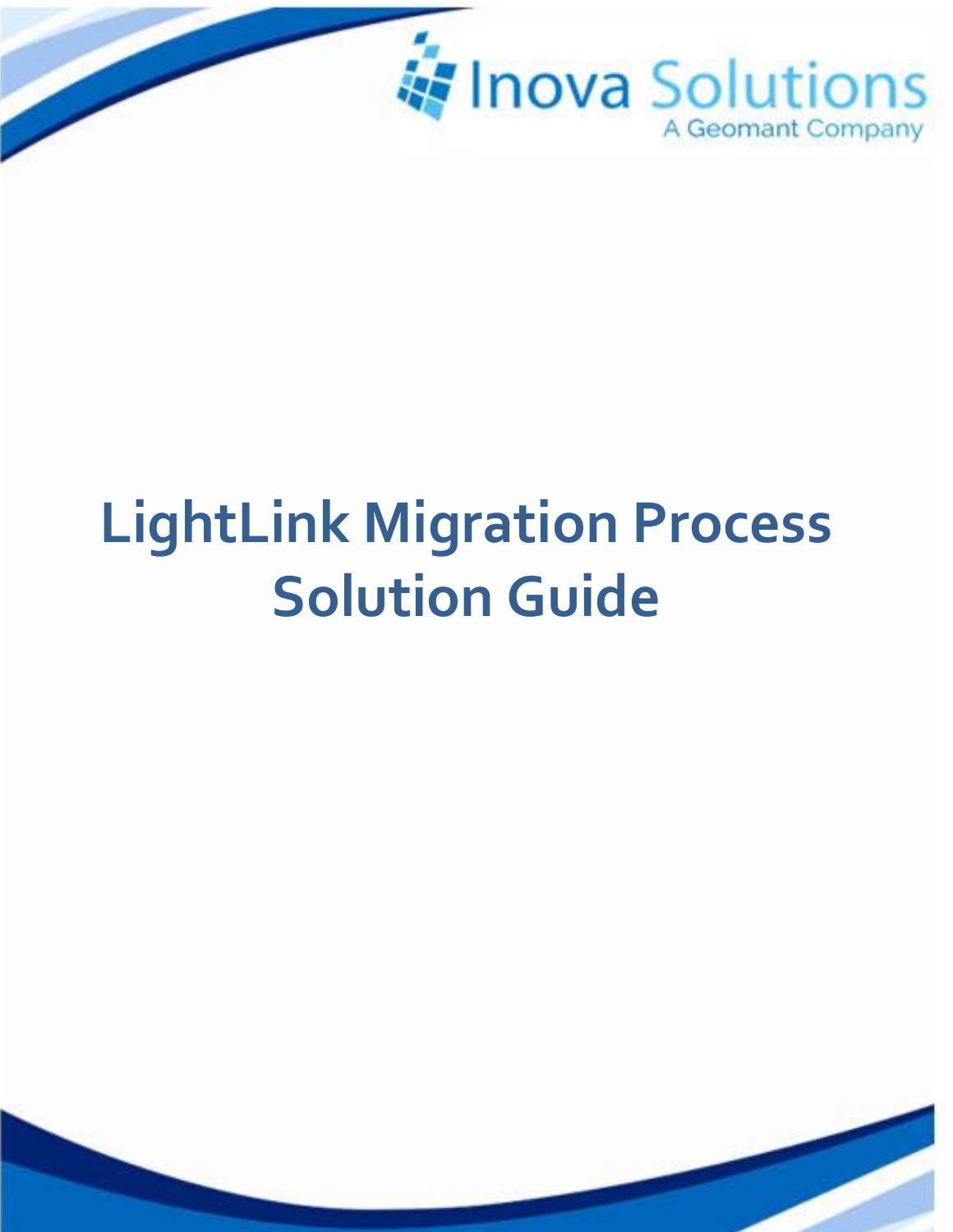Inova Solutions
A Geomant Company

# LightLink Migration Process Solution Guide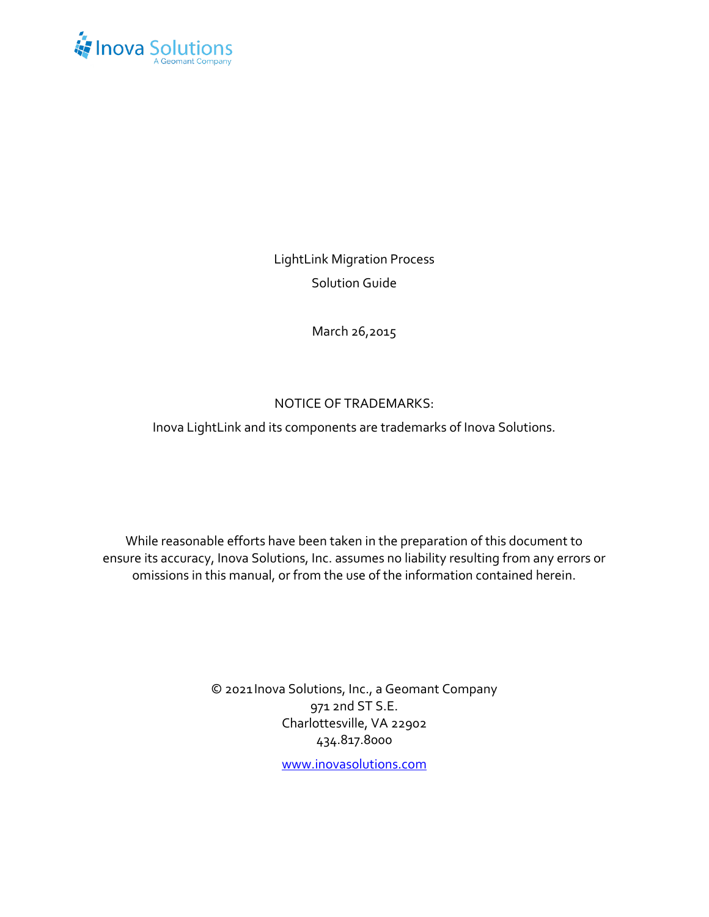Inova Solutions
A Geomant Company

LightLink Migration Process

Solution Guide

March 26,2015

NOTICE OF TRADEMARKS:

Inova LightLink and its components are trademarks of Inova Solutions.

While reasonable efforts have been taken in the preparation of this document to ensure its accuracy, Inova Solutions, Inc. assumes no liability resulting from any errors or omissions in this manual, or from the use of the information contained herein.

© 2021 Inova Solutions, Inc., a Geomant Company
971 2nd ST S.E.
Charlottesville, VA 22902
434.817.8000

www.inovasolutions.com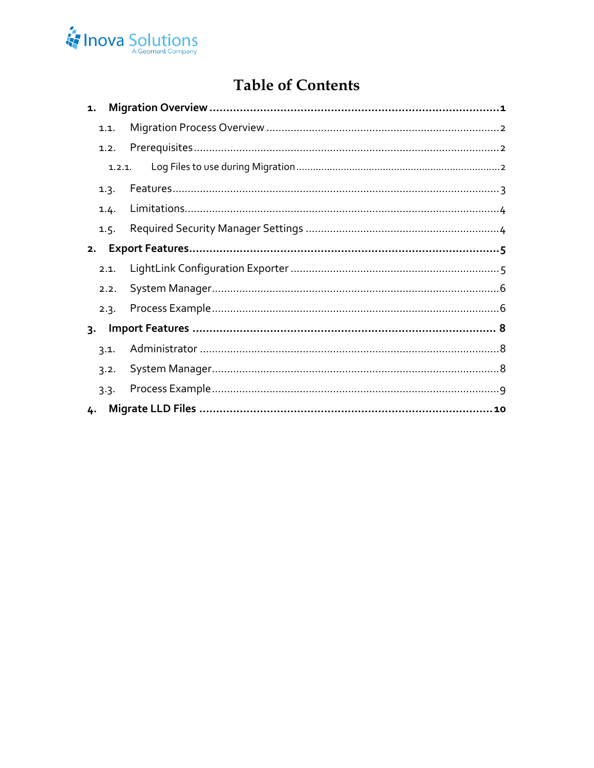# Table of Contents

**1. Migration Overview .................................................... 1**

- 1.1. Migration Process Overview .................................................... 2
- 1.2. Prerequisites .................................................... 2
  - 1.2.1. Log Files to use during Migration .................................................... 2
- 1.3. Features .................................................... 3
- 1.4. Limitations .................................................... 4
- 1.5. Required Security Manager Settings .................................................... 4

**2. Export Features .................................................... 5**

- 2.1. LightLink Configuration Exporter .................................................... 5
- 2.2. System Manager .................................................... 6
- 2.3. Process Example .................................................... 6

**3. Import Features .................................................... 8**

- 3.1. Administrator .................................................... 8
- 3.2. System Manager .................................................... 8
- 3.3. Process Example .................................................... 9

**4. Migrate LLD Files .................................................... 10**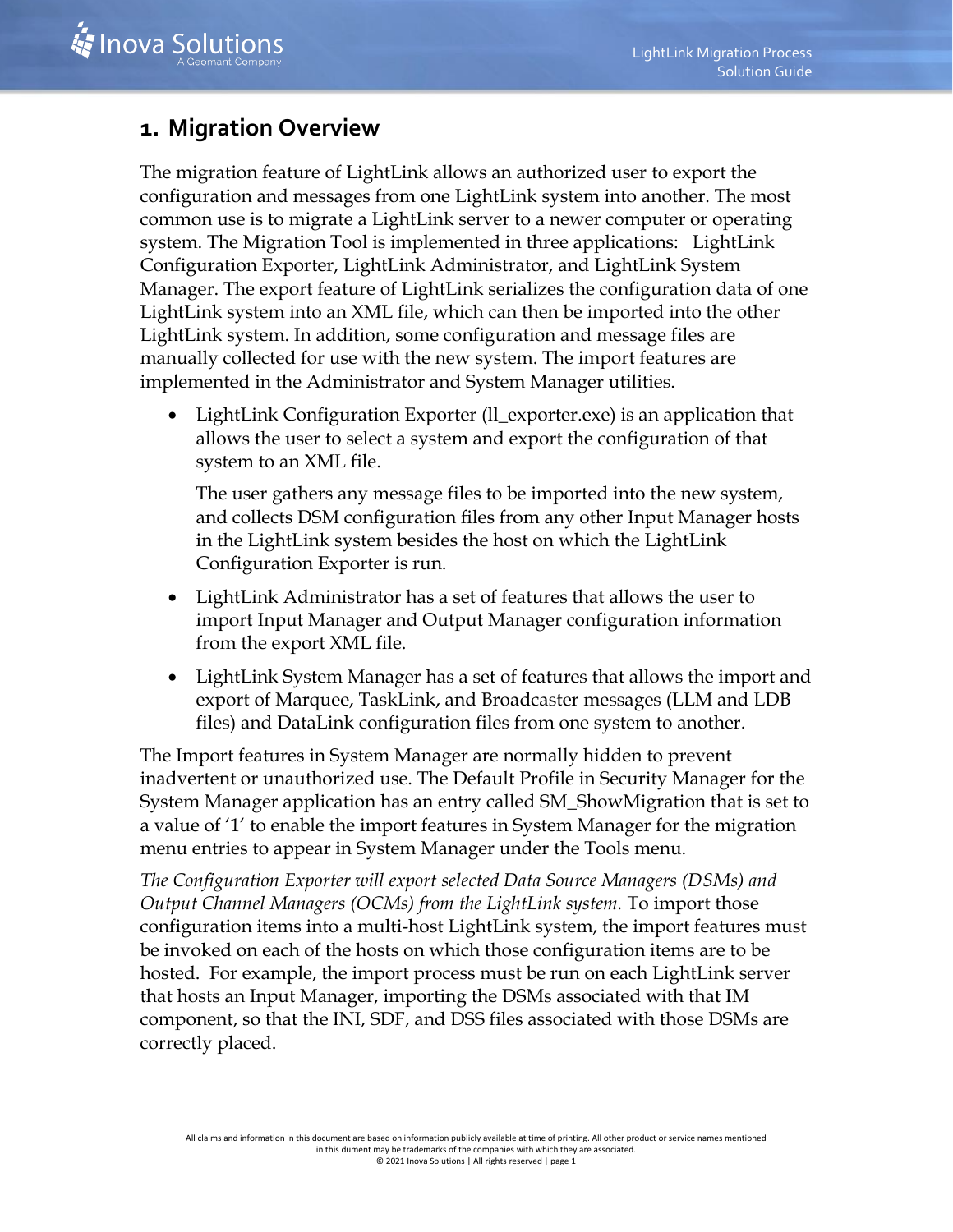# 1. Migration Overview

The migration feature of LightLink allows an authorized user to export the configuration and messages from one LightLink system into another. The most common use is to migrate a LightLink server to a newer computer or operating system. The Migration Tool is implemented in three applications: LightLink Configuration Exporter, LightLink Administrator, and LightLink System Manager. The export feature of LightLink serializes the configuration data of one LightLink system into an XML file, which can then be imported into the other LightLink system. In addition, some configuration and message files are manually collected for use with the new system. The import features are implemented in the Administrator and System Manager utilities.

- LightLink Configuration Exporter (ll_exporter.exe) is an application that allows the user to select a system and export the configuration of that system to an XML file.

  The user gathers any message files to be imported into the new system, and collects DSM configuration files from any other Input Manager hosts in the LightLink system besides the host on which the LightLink Configuration Exporter is run.

- LightLink Administrator has a set of features that allows the user to import Input Manager and Output Manager configuration information from the export XML file.

- LightLink System Manager has a set of features that allows the import and export of Marquee, TaskLink, and Broadcaster messages (LLM and LDB files) and DataLink configuration files from one system to another.

The Import features in System Manager are normally hidden to prevent inadvertent or unauthorized use. The Default Profile in Security Manager for the System Manager application has an entry called SM_ShowMigration that is set to a value of '1' to enable the import features in System Manager for the migration menu entries to appear in System Manager under the Tools menu.

*The Configuration Exporter will export selected Data Source Managers (DSMs) and Output Channel Managers (OCMs) from the LightLink system.* To import those configuration items into a multi-host LightLink system, the import features must be invoked on each of the hosts on which those configuration items are to be hosted. For example, the import process must be run on each LightLink server that hosts an Input Manager, importing the DSMs associated with that IM component, so that the INI, SDF, and DSS files associated with those DSMs are correctly placed.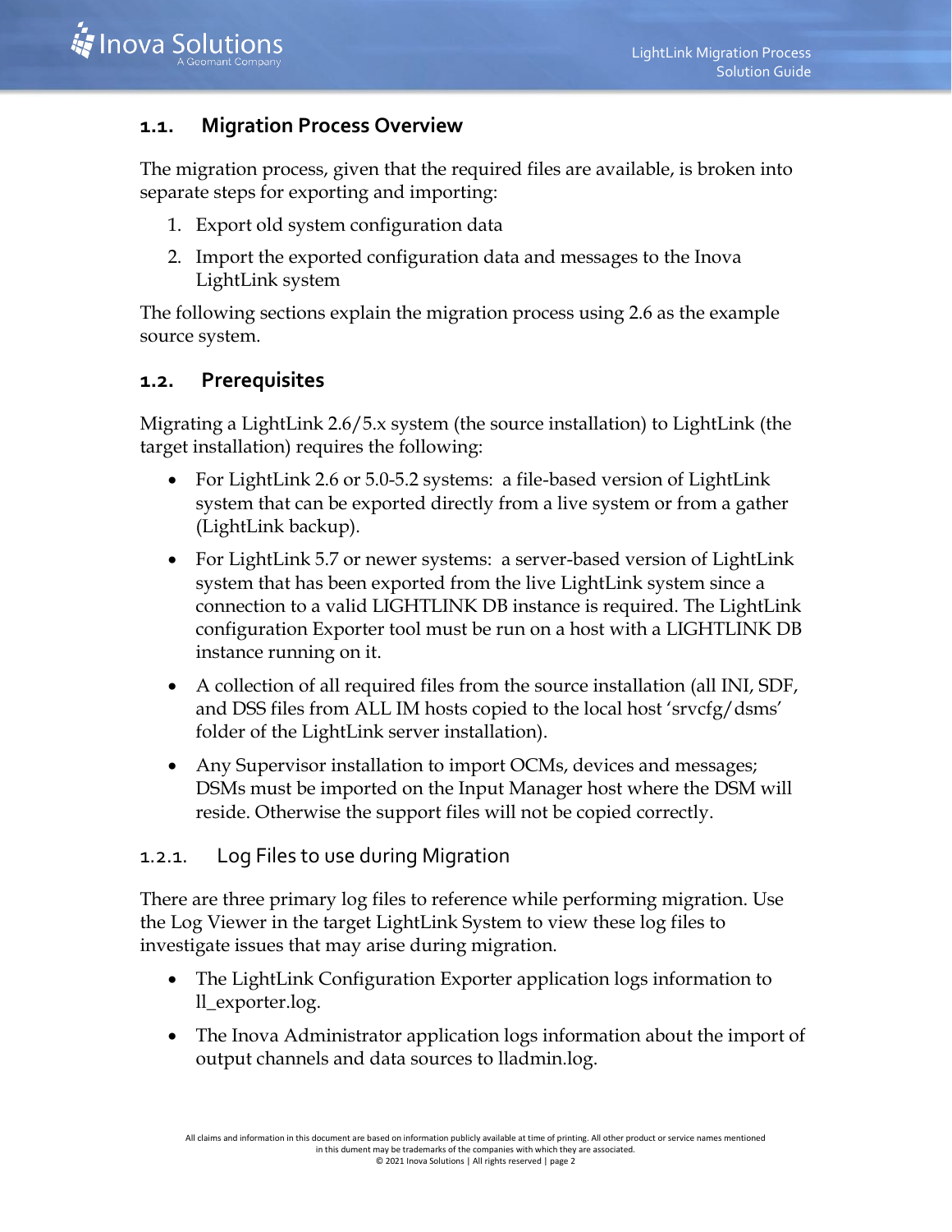## 1.1. Migration Process Overview

The migration process, given that the required files are available, is broken into separate steps for exporting and importing:

1. Export old system configuration data
2. Import the exported configuration data and messages to the Inova LightLink system

The following sections explain the migration process using 2.6 as the example source system.

## 1.2. Prerequisites

Migrating a LightLink 2.6/5.x system (the source installation) to LightLink (the target installation) requires the following:

- For LightLink 2.6 or 5.0-5.2 systems: a file-based version of LightLink system that can be exported directly from a live system or from a gather (LightLink backup).
- For LightLink 5.7 or newer systems: a server-based version of LightLink system that has been exported from the live LightLink system since a connection to a valid LIGHTLINK DB instance is required. The LightLink configuration Exporter tool must be run on a host with a LIGHTLINK DB instance running on it.
- A collection of all required files from the source installation (all INI, SDF, and DSS files from ALL IM hosts copied to the local host 'srvcfg/dsms' folder of the LightLink server installation).
- Any Supervisor installation to import OCMs, devices and messages; DSMs must be imported on the Input Manager host where the DSM will reside. Otherwise the support files will not be copied correctly.

### 1.2.1. Log Files to use during Migration

There are three primary log files to reference while performing migration. Use the Log Viewer in the target LightLink System to view these log files to investigate issues that may arise during migration.

- The LightLink Configuration Exporter application logs information to ll_exporter.log.
- The Inova Administrator application logs information about the import of output channels and data sources to lladmin.log.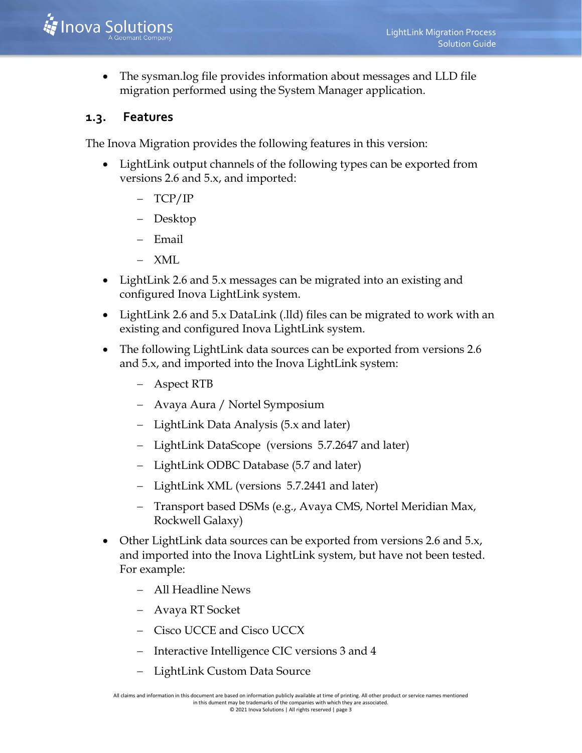- The sysman.log file provides information about messages and LLD file migration performed using the System Manager application.

## 1.3. Features

The Inova Migration provides the following features in this version:

- LightLink output channels of the following types can be exported from versions 2.6 and 5.x, and imported:
  - TCP/IP
  - Desktop
  - Email
  - XML
- LightLink 2.6 and 5.x messages can be migrated into an existing and configured Inova LightLink system.
- LightLink 2.6 and 5.x DataLink (.lld) files can be migrated to work with an existing and configured Inova LightLink system.
- The following LightLink data sources can be exported from versions 2.6 and 5.x, and imported into the Inova LightLink system:
  - Aspect RTB
  - Avaya Aura / Nortel Symposium
  - LightLink Data Analysis (5.x and later)
  - LightLink DataScope (versions 5.7.2647 and later)
  - LightLink ODBC Database (5.7 and later)
  - LightLink XML (versions 5.7.2441 and later)
  - Transport based DSMs (e.g., Avaya CMS, Nortel Meridian Max, Rockwell Galaxy)
- Other LightLink data sources can be exported from versions 2.6 and 5.x, and imported into the Inova LightLink system, but have not been tested. For example:
  - All Headline News
  - Avaya RT Socket
  - Cisco UCCE and Cisco UCCX
  - Interactive Intelligence CIC versions 3 and 4
  - LightLink Custom Data Source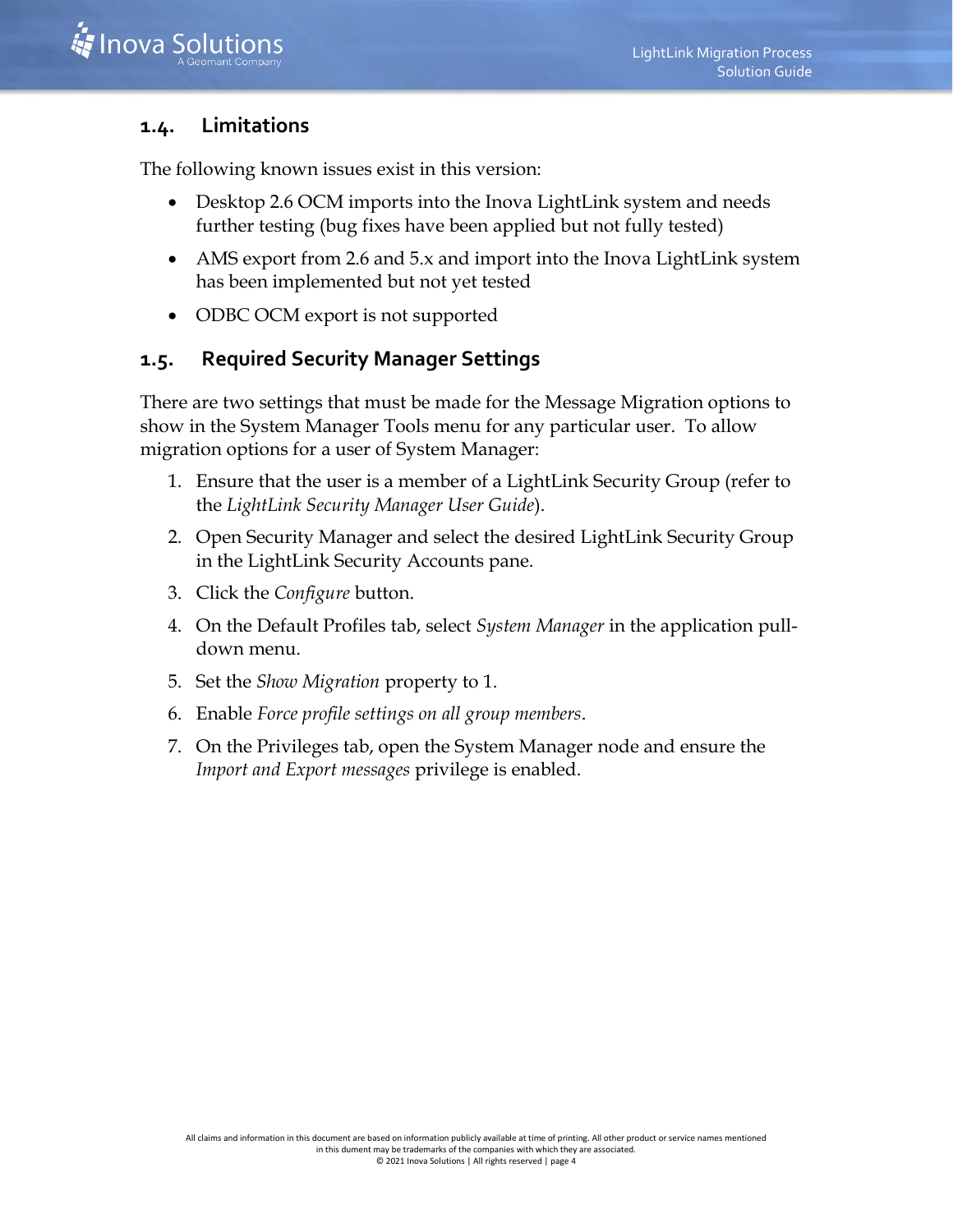## 1.4. Limitations

The following known issues exist in this version:

- Desktop 2.6 OCM imports into the Inova LightLink system and needs further testing (bug fixes have been applied but not fully tested)
- AMS export from 2.6 and 5.x and import into the Inova LightLink system has been implemented but not yet tested
- ODBC OCM export is not supported

## 1.5. Required Security Manager Settings

There are two settings that must be made for the Message Migration options to show in the System Manager Tools menu for any particular user. To allow migration options for a user of System Manager:

1. Ensure that the user is a member of a LightLink Security Group (refer to the *LightLink Security Manager User Guide*).
2. Open Security Manager and select the desired LightLink Security Group in the LightLink Security Accounts pane.
3. Click the *Configure* button.
4. On the Default Profiles tab, select *System Manager* in the application pull-down menu.
5. Set the *Show Migration* property to 1.
6. Enable *Force profile settings on all group members*.
7. On the Privileges tab, open the System Manager node and ensure the *Import and Export messages* privilege is enabled.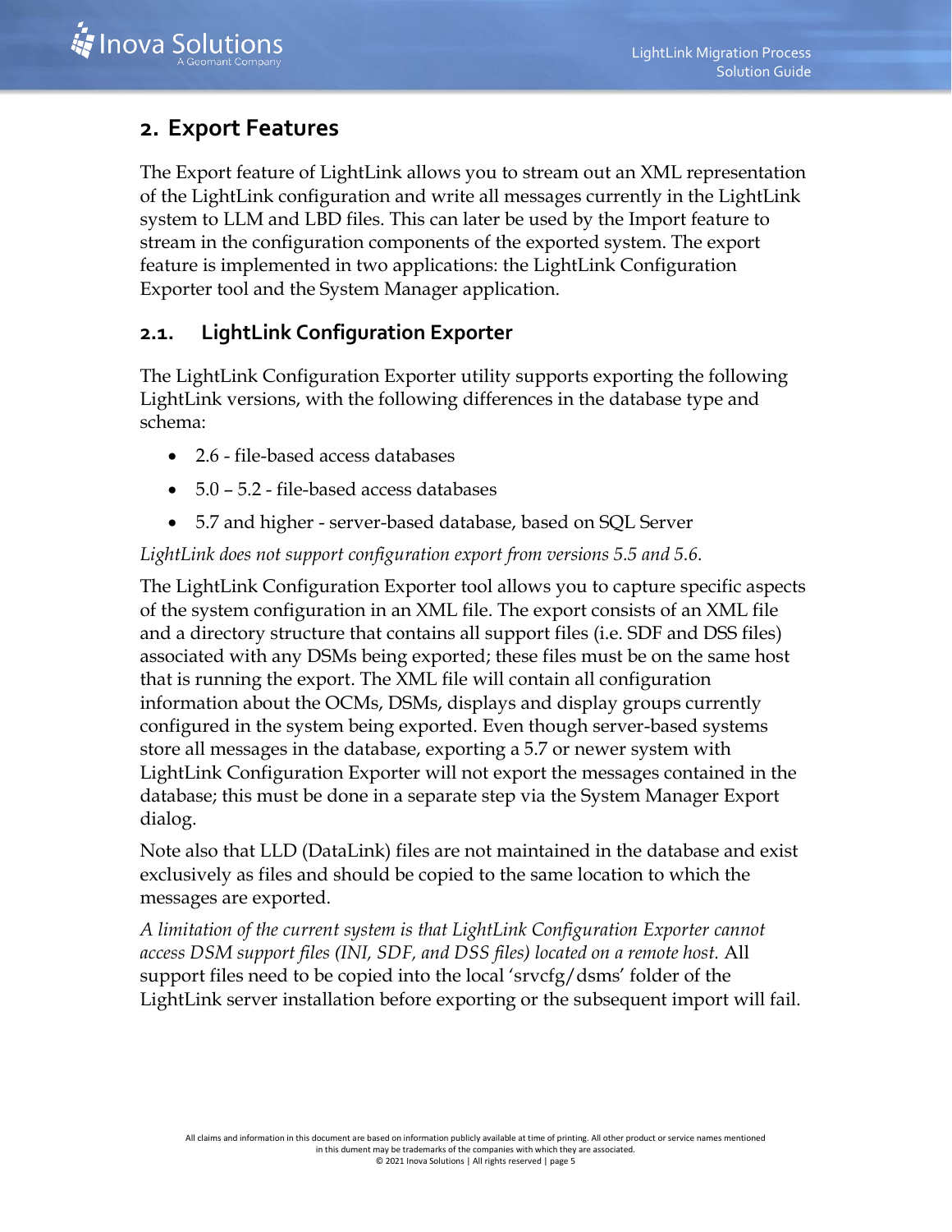## 2. Export Features

The Export feature of LightLink allows you to stream out an XML representation of the LightLink configuration and write all messages currently in the LightLink system to LLM and LBD files. This can later be used by the Import feature to stream in the configuration components of the exported system. The export feature is implemented in two applications: the LightLink Configuration Exporter tool and the System Manager application.

### 2.1. LightLink Configuration Exporter

The LightLink Configuration Exporter utility supports exporting the following LightLink versions, with the following differences in the database type and schema:

- 2.6 - file-based access databases
- 5.0 – 5.2 - file-based access databases
- 5.7 and higher - server-based database, based on SQL Server

*LightLink does not support configuration export from versions 5.5 and 5.6.*

The LightLink Configuration Exporter tool allows you to capture specific aspects of the system configuration in an XML file. The export consists of an XML file and a directory structure that contains all support files (i.e. SDF and DSS files) associated with any DSMs being exported; these files must be on the same host that is running the export. The XML file will contain all configuration information about the OCMs, DSMs, displays and display groups currently configured in the system being exported. Even though server-based systems store all messages in the database, exporting a 5.7 or newer system with LightLink Configuration Exporter will not export the messages contained in the database; this must be done in a separate step via the System Manager Export dialog.

Note also that LLD (DataLink) files are not maintained in the database and exist exclusively as files and should be copied to the same location to which the messages are exported.

*A limitation of the current system is that LightLink Configuration Exporter cannot access DSM support files (INI, SDF, and DSS files) located on a remote host.* All support files need to be copied into the local 'srvcfg/dsms' folder of the LightLink server installation before exporting or the subsequent import will fail.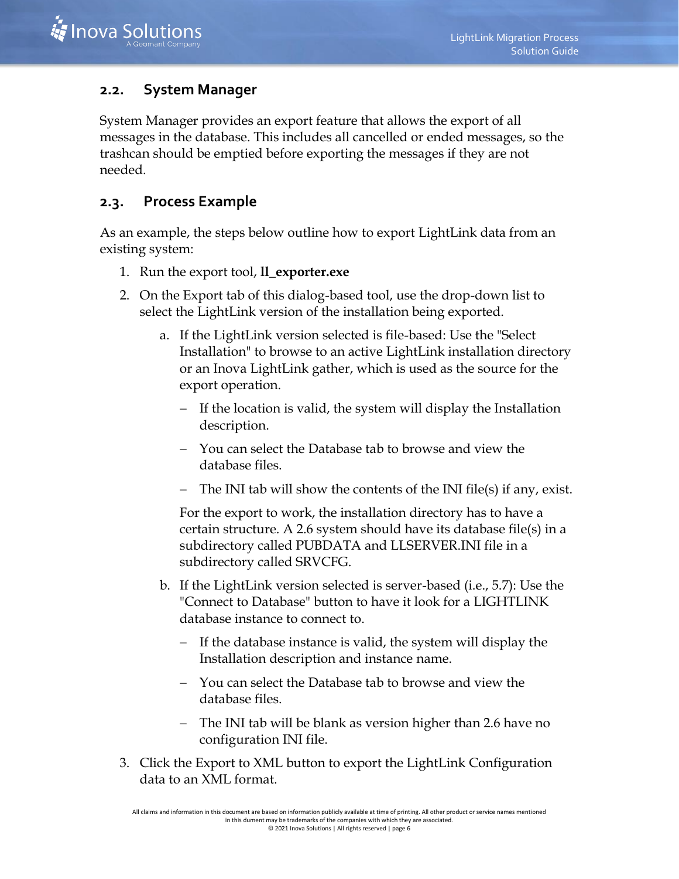## 2.2. System Manager

System Manager provides an export feature that allows the export of all messages in the database. This includes all cancelled or ended messages, so the trashcan should be emptied before exporting the messages if they are not needed.

## 2.3. Process Example

As an example, the steps below outline how to export LightLink data from an existing system:

1. Run the export tool, **ll_exporter.exe**
2. On the Export tab of this dialog-based tool, use the drop-down list to select the LightLink version of the installation being exported.
    a. If the LightLink version selected is file-based: Use the "Select Installation" to browse to an active LightLink installation directory or an Inova LightLink gather, which is used as the source for the export operation.
        - If the location is valid, the system will display the Installation description.
        - You can select the Database tab to browse and view the database files.
        - The INI tab will show the contents of the INI file(s) if any, exist.

        For the export to work, the installation directory has to have a certain structure. A 2.6 system should have its database file(s) in a subdirectory called PUBDATA and LLSERVER.INI file in a subdirectory called SRVCFG.
    b. If the LightLink version selected is server-based (i.e., 5.7): Use the "Connect to Database" button to have it look for a LIGHTLINK database instance to connect to.
        - If the database instance is valid, the system will display the Installation description and instance name.
        - You can select the Database tab to browse and view the database files.
        - The INI tab will be blank as version higher than 2.6 have no configuration INI file.
3. Click the Export to XML button to export the LightLink Configuration data to an XML format.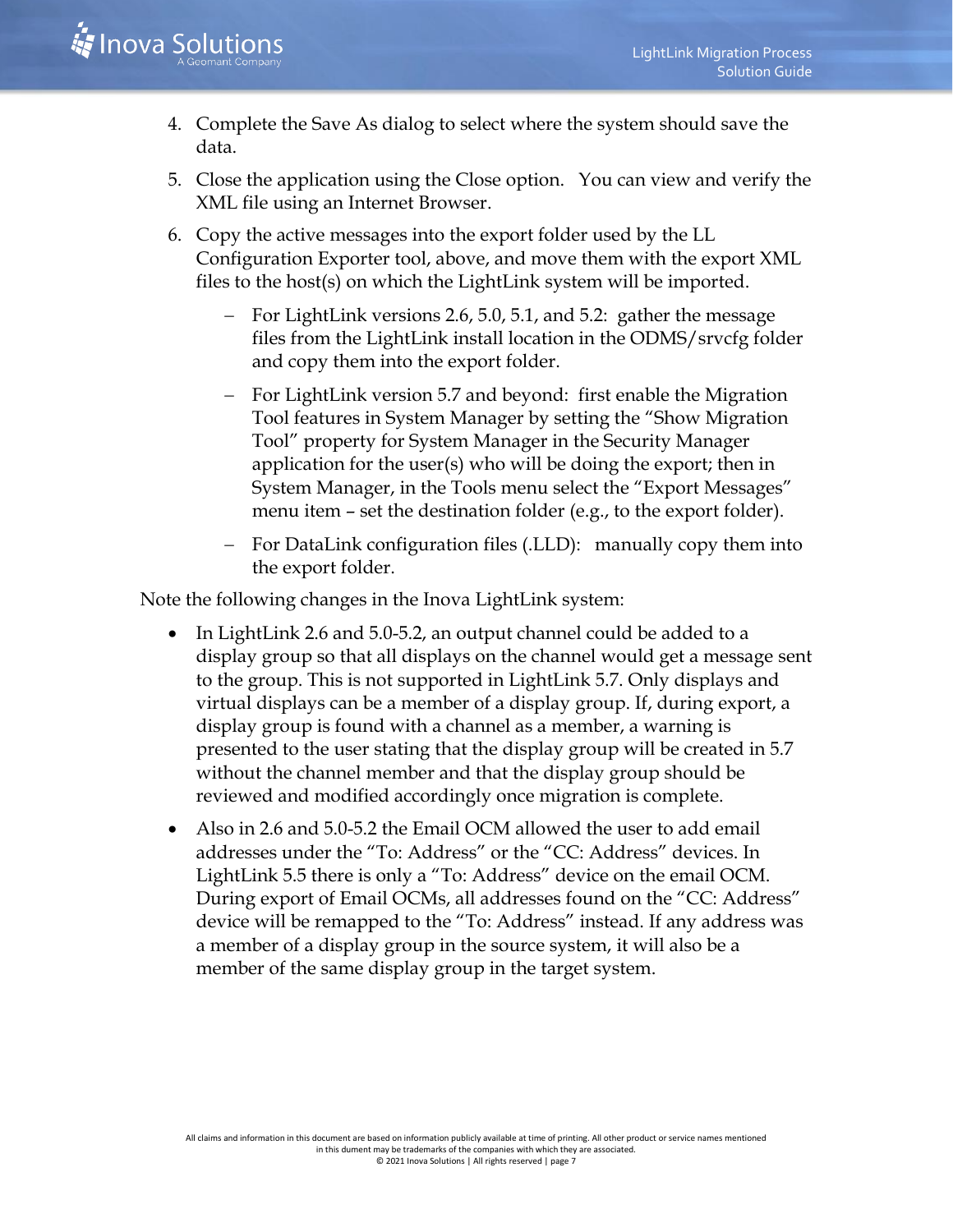4. Complete the Save As dialog to select where the system should save the data.
5. Close the application using the Close option.   You can view and verify the XML file using an Internet Browser.
6. Copy the active messages into the export folder used by the LL Configuration Exporter tool, above, and move them with the export XML files to the host(s) on which the LightLink system will be imported.
   - For LightLink versions 2.6, 5.0, 5.1, and 5.2:  gather the message files from the LightLink install location in the ODMS/srvcfg folder and copy them into the export folder.
   - For LightLink version 5.7 and beyond:  first enable the Migration Tool features in System Manager by setting the "Show Migration Tool" property for System Manager in the Security Manager application for the user(s) who will be doing the export; then in System Manager, in the Tools menu select the "Export Messages" menu item – set the destination folder (e.g., to the export folder).
   - For DataLink configuration files (.LLD):   manually copy them into the export folder.

Note the following changes in the Inova LightLink system:

- In LightLink 2.6 and 5.0-5.2, an output channel could be added to a display group so that all displays on the channel would get a message sent to the group. This is not supported in LightLink 5.7. Only displays and virtual displays can be a member of a display group. If, during export, a display group is found with a channel as a member, a warning is presented to the user stating that the display group will be created in 5.7 without the channel member and that the display group should be reviewed and modified accordingly once migration is complete.
- Also in 2.6 and 5.0-5.2 the Email OCM allowed the user to add email addresses under the "To: Address" or the "CC: Address" devices. In LightLink 5.5 there is only a "To: Address" device on the email OCM. During export of Email OCMs, all addresses found on the "CC: Address" device will be remapped to the "To: Address" instead. If any address was a member of a display group in the source system, it will also be a member of the same display group in the target system.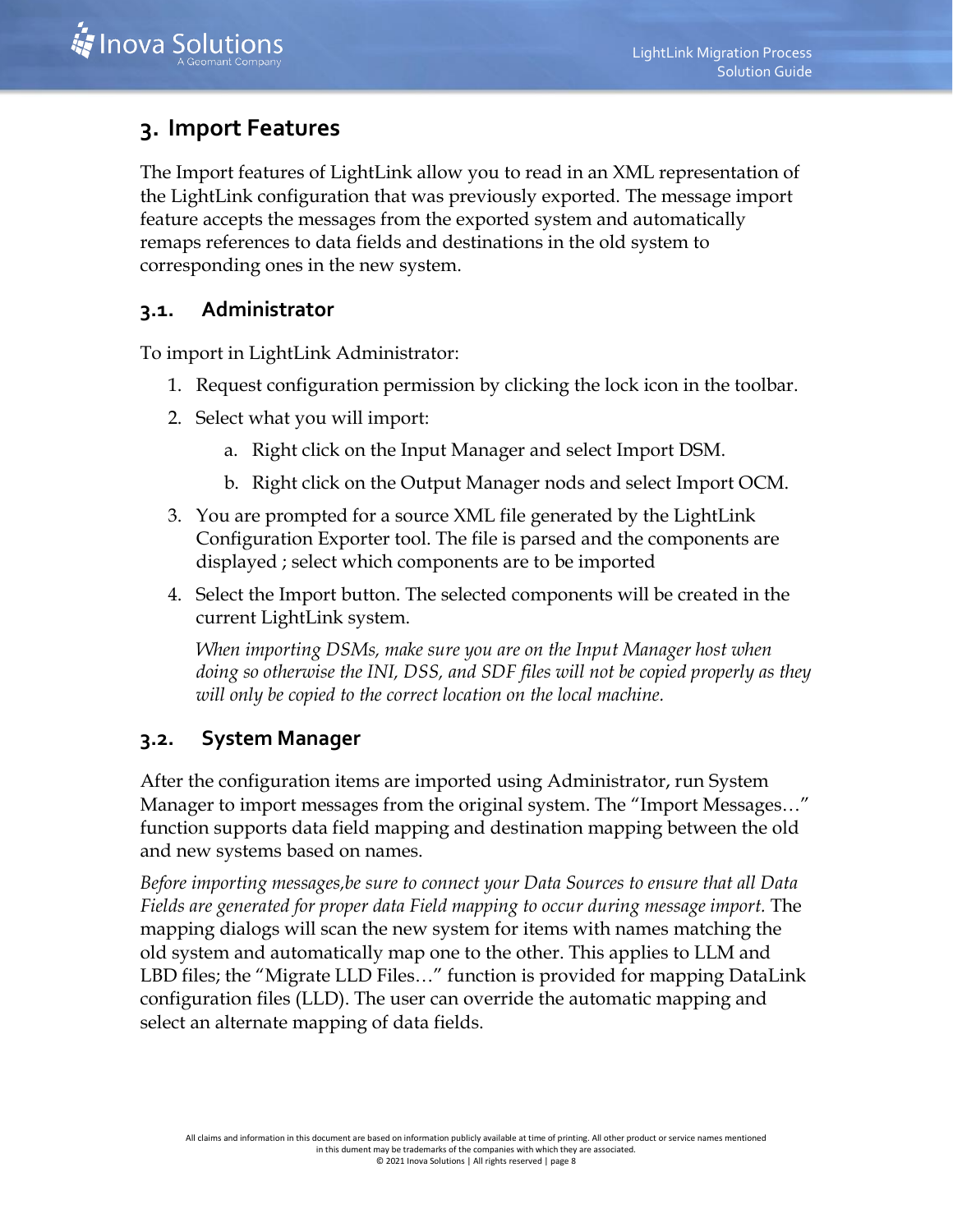# 3. Import Features

The Import features of LightLink allow you to read in an XML representation of the LightLink configuration that was previously exported. The message import feature accepts the messages from the exported system and automatically remaps references to data fields and destinations in the old system to corresponding ones in the new system.

## 3.1. Administrator

To import in LightLink Administrator:

1. Request configuration permission by clicking the lock icon in the toolbar.
2. Select what you will import:
    a. Right click on the Input Manager and select Import DSM.
    b. Right click on the Output Manager nods and select Import OCM.
3. You are prompted for a source XML file generated by the LightLink Configuration Exporter tool. The file is parsed and the components are displayed ; select which components are to be imported
4. Select the Import button. The selected components will be created in the current LightLink system.

    *When importing DSMs, make sure you are on the Input Manager host when doing so otherwise the INI, DSS, and SDF files will not be copied properly as they will only be copied to the correct location on the local machine.*

## 3.2. System Manager

After the configuration items are imported using Administrator, run System Manager to import messages from the original system. The "Import Messages…" function supports data field mapping and destination mapping between the old and new systems based on names.

*Before importing messages,be sure to connect your Data Sources to ensure that all Data Fields are generated for proper data Field mapping to occur during message import.* The mapping dialogs will scan the new system for items with names matching the old system and automatically map one to the other. This applies to LLM and LBD files; the "Migrate LLD Files…" function is provided for mapping DataLink configuration files (LLD). The user can override the automatic mapping and select an alternate mapping of data fields.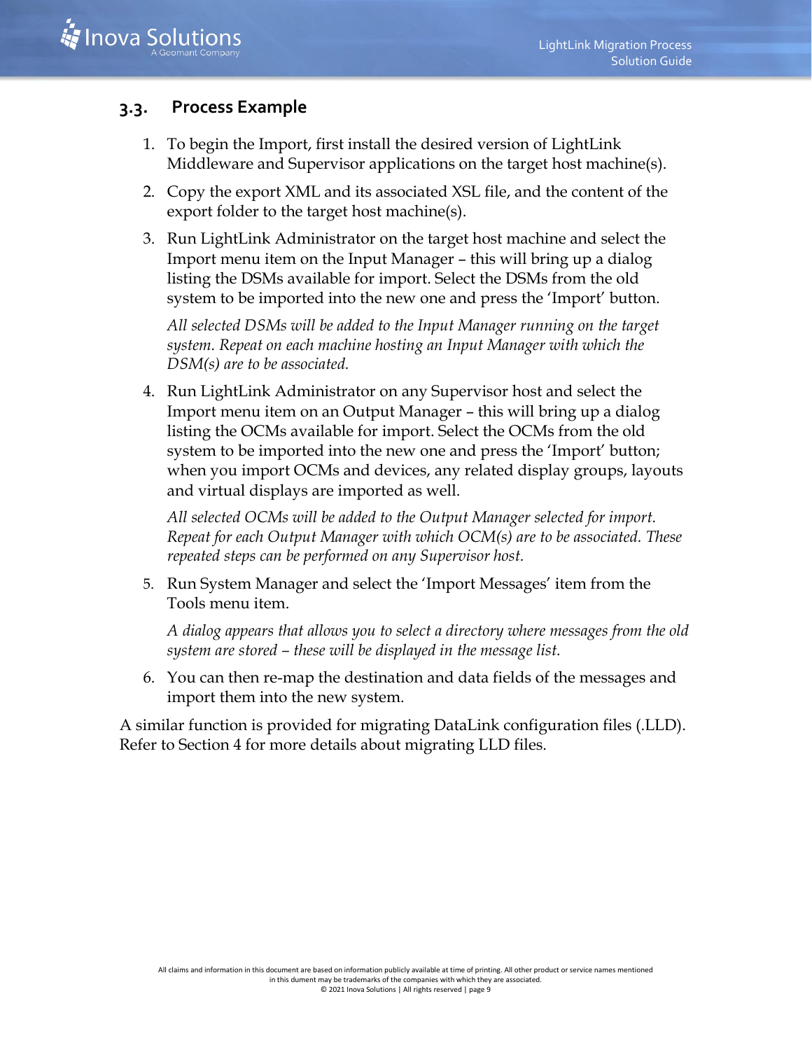## 3.3. Process Example

1. To begin the Import, first install the desired version of LightLink Middleware and Supervisor applications on the target host machine(s).

2. Copy the export XML and its associated XSL file, and the content of the export folder to the target host machine(s).

3. Run LightLink Administrator on the target host machine and select the Import menu item on the Input Manager – this will bring up a dialog listing the DSMs available for import. Select the DSMs from the old system to be imported into the new one and press the 'Import' button.

   *All selected DSMs will be added to the Input Manager running on the target system. Repeat on each machine hosting an Input Manager with which the DSM(s) are to be associated.*

4. Run LightLink Administrator on any Supervisor host and select the Import menu item on an Output Manager – this will bring up a dialog listing the OCMs available for import. Select the OCMs from the old system to be imported into the new one and press the 'Import' button; when you import OCMs and devices, any related display groups, layouts and virtual displays are imported as well.

   *All selected OCMs will be added to the Output Manager selected for import. Repeat for each Output Manager with which OCM(s) are to be associated. These repeated steps can be performed on any Supervisor host.*

5. Run System Manager and select the 'Import Messages' item from the Tools menu item.

   *A dialog appears that allows you to select a directory where messages from the old system are stored – these will be displayed in the message list.*

6. You can then re-map the destination and data fields of the messages and import them into the new system.

A similar function is provided for migrating DataLink configuration files (.LLD). Refer to Section 4 for more details about migrating LLD files.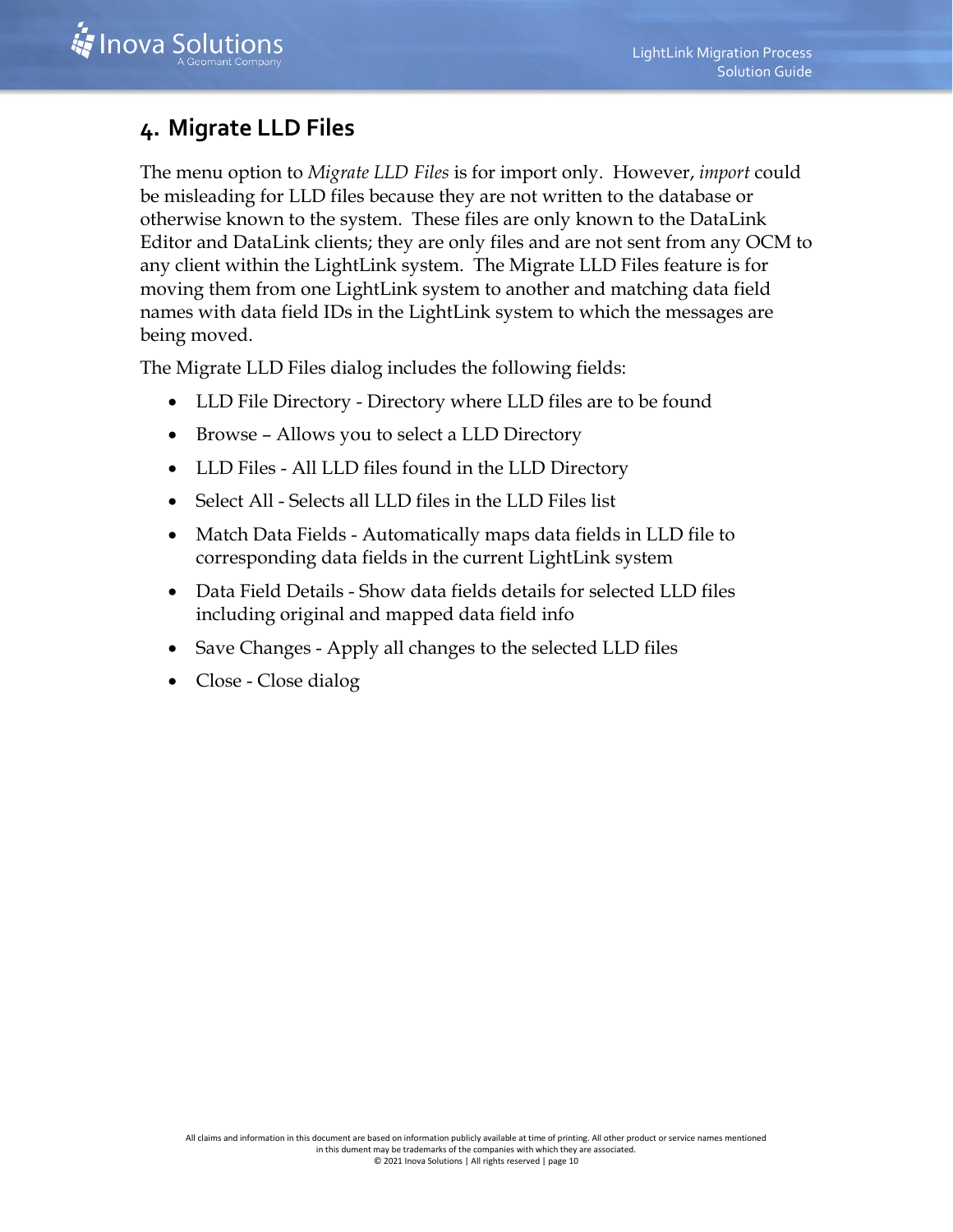## 4. Migrate LLD Files

The menu option to *Migrate LLD Files* is for import only. However, *import* could be misleading for LLD files because they are not written to the database or otherwise known to the system. These files are only known to the DataLink Editor and DataLink clients; they are only files and are not sent from any OCM to any client within the LightLink system. The Migrate LLD Files feature is for moving them from one LightLink system to another and matching data field names with data field IDs in the LightLink system to which the messages are being moved.

The Migrate LLD Files dialog includes the following fields:

- LLD File Directory - Directory where LLD files are to be found
- Browse – Allows you to select a LLD Directory
- LLD Files - All LLD files found in the LLD Directory
- Select All - Selects all LLD files in the LLD Files list
- Match Data Fields - Automatically maps data fields in LLD file to corresponding data fields in the current LightLink system
- Data Field Details - Show data fields details for selected LLD files including original and mapped data field info
- Save Changes - Apply all changes to the selected LLD files
- Close - Close dialog